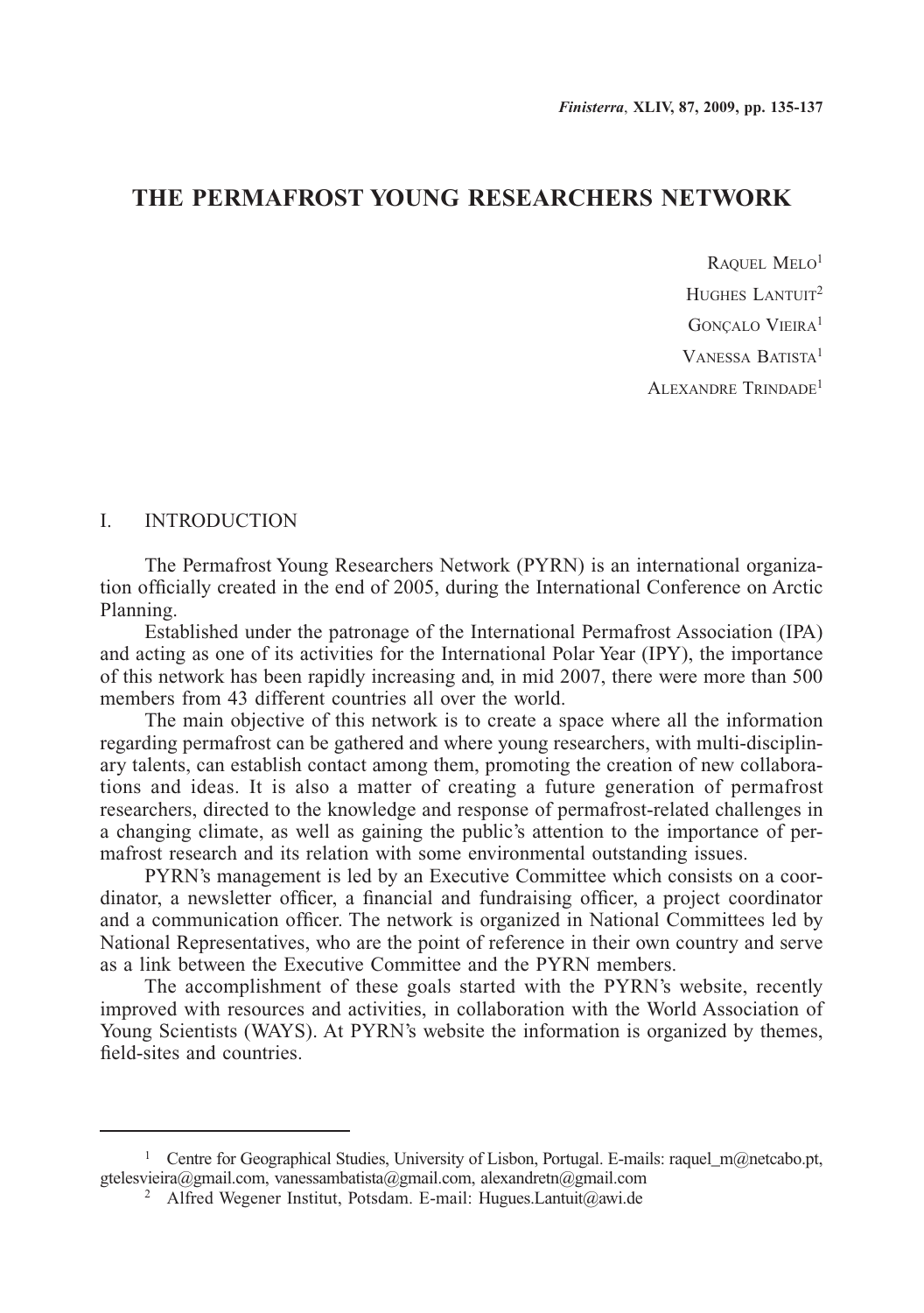# THE PERMAFROST YOUNG RESEARCHERS NETWORK

Raquel Melo[1]

Hughes Lantuit[2]

Gonçalo Vieira[1]

Vanessa Batista[1]

Alexandre Trindade[1]

## I. INTRODUCTION

The Permafrost Young Researchers Network (PYRN) is an international organization officially created in the end of 2005, during the International Conference on Arctic Planning.

Established under the patronage of the International Permafrost Association (IPA) and acting as one of its activities for the International Polar Year (IPY), the importance of this network has been rapidly increasing and, in mid 2007, there were more than 500 members from 43 different countries all over the world.

The main objective of this network is to create a space where all the information regarding permafrost can be gathered and where young researchers, with multi-disciplinary talents, can establish contact among them, promoting the creation of new collaborations and ideas. It is also a matter of creating a future generation of permafrost researchers, directed to the knowledge and response of permafrost-related challenges in a changing climate, as well as gaining the public's attention to the importance of permafrost research and its relation with some environmental outstanding issues.

PYRN's management is led by an Executive Committee which consists on a coordinator, a newsletter officer, a financial and fundraising officer, a project coordinator and a communication officer. The network is organized in National Committees led by National Representatives, who are the point of reference in their own country and serve as a link between the Executive Committee and the PYRN members.

The accomplishment of these goals started with the PYRN's website, recently improved with resources and activities, in collaboration with the World Association of Young Scientists (WAYS). At PYRN's website the information is organized by themes, field-sites and countries.

---

[1] Centre for Geographical Studies, University of Lisbon, Portugal. E-mails: raquel_m@netcabo.pt, gtelesvieira@gmail.com, vanessambatista@gmail.com, alexandretn@gmail.com

[2] Alfred Wegener Institut, Potsdam. E-mail: Hugues.Lantuit@awi.de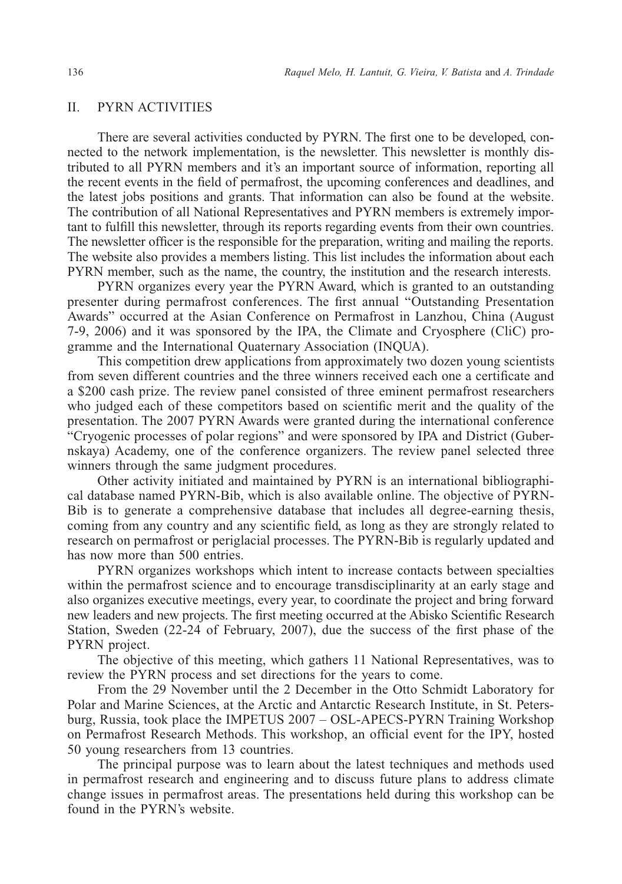## II. PYRN ACTIVITIES

There are several activities conducted by PYRN. The first one to be developed, connected to the network implementation, is the newsletter. This newsletter is monthly distributed to all PYRN members and it's an important source of information, reporting all the recent events in the field of permafrost, the upcoming conferences and deadlines, and the latest jobs positions and grants. That information can also be found at the website. The contribution of all National Representatives and PYRN members is extremely important to fulfill this newsletter, through its reports regarding events from their own countries. The newsletter officer is the responsible for the preparation, writing and mailing the reports. The website also provides a members listing. This list includes the information about each PYRN member, such as the name, the country, the institution and the research interests.

PYRN organizes every year the PYRN Award, which is granted to an outstanding presenter during permafrost conferences. The first annual "Outstanding Presentation Awards" occurred at the Asian Conference on Permafrost in Lanzhou, China (August 7-9, 2006) and it was sponsored by the IPA, the Climate and Cryosphere (CliC) programme and the International Quaternary Association (INQUA).

This competition drew applications from approximately two dozen young scientists from seven different countries and the three winners received each one a certificate and a $200 cash prize. The review panel consisted of three eminent permafrost researchers who judged each of these competitors based on scientific merit and the quality of the presentation. The 2007 PYRN Awards were granted during the international conference "Cryogenic processes of polar regions" and were sponsored by IPA and District (Gubernskaya) Academy, one of the conference organizers. The review panel selected three winners through the same judgment procedures.

Other activity initiated and maintained by PYRN is an international bibliographical database named PYRN-Bib, which is also available online. The objective of PYRN-Bib is to generate a comprehensive database that includes all degree-earning thesis, coming from any country and any scientific field, as long as they are strongly related to research on permafrost or periglacial processes. The PYRN-Bib is regularly updated and has now more than 500 entries.

PYRN organizes workshops which intent to increase contacts between specialties within the permafrost science and to encourage transdisciplinarity at an early stage and also organizes executive meetings, every year, to coordinate the project and bring forward new leaders and new projects. The first meeting occurred at the Abisko Scientific Research Station, Sweden (22-24 of February, 2007), due the success of the first phase of the PYRN project.

The objective of this meeting, which gathers 11 National Representatives, was to review the PYRN process and set directions for the years to come.

From the 29 November until the 2 December in the Otto Schmidt Laboratory for Polar and Marine Sciences, at the Arctic and Antarctic Research Institute, in St. Petersburg, Russia, took place the IMPETUS 2007 – OSL-APECS-PYRN Training Workshop on Permafrost Research Methods. This workshop, an official event for the IPY, hosted 50 young researchers from 13 countries.

The principal purpose was to learn about the latest techniques and methods used in permafrost research and engineering and to discuss future plans to address climate change issues in permafrost areas. The presentations held during this workshop can be found in the PYRN's website.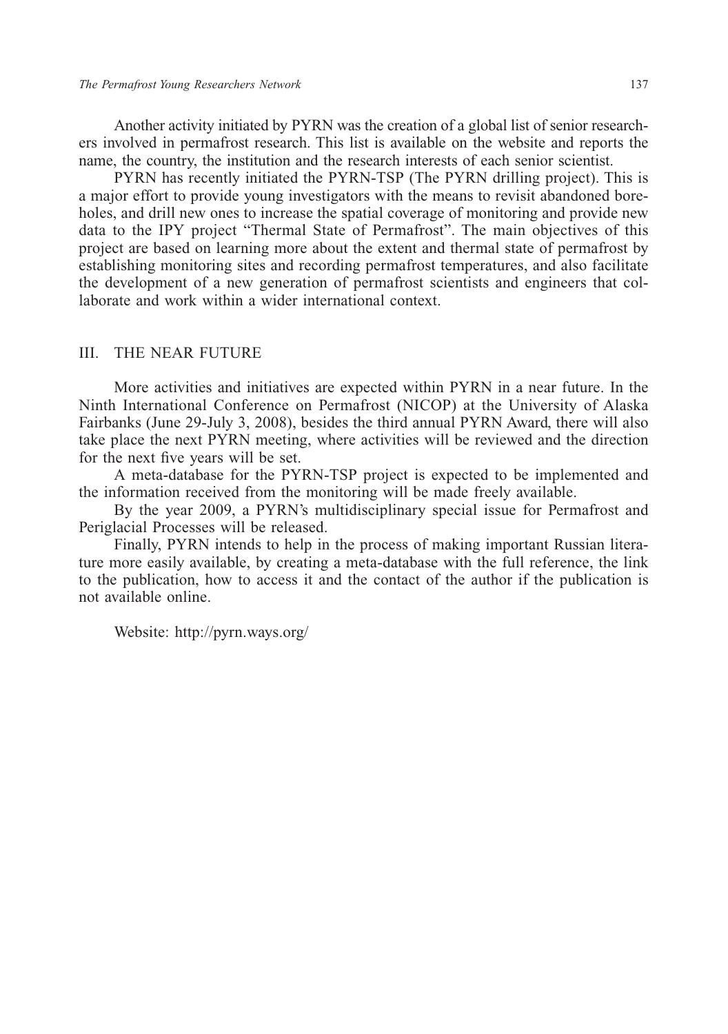Another activity initiated by PYRN was the creation of a global list of senior researchers involved in permafrost research. This list is available on the website and reports the name, the country, the institution and the research interests of each senior scientist.

PYRN has recently initiated the PYRN-TSP (The PYRN drilling project). This is a major effort to provide young investigators with the means to revisit abandoned boreholes, and drill new ones to increase the spatial coverage of monitoring and provide new data to the IPY project "Thermal State of Permafrost". The main objectives of this project are based on learning more about the extent and thermal state of permafrost by establishing monitoring sites and recording permafrost temperatures, and also facilitate the development of a new generation of permafrost scientists and engineers that collaborate and work within a wider international context.

## III. THE NEAR FUTURE

More activities and initiatives are expected within PYRN in a near future. In the Ninth International Conference on Permafrost (NICOP) at the University of Alaska Fairbanks (June 29-July 3, 2008), besides the third annual PYRN Award, there will also take place the next PYRN meeting, where activities will be reviewed and the direction for the next five years will be set.

A meta-database for the PYRN-TSP project is expected to be implemented and the information received from the monitoring will be made freely available.

By the year 2009, a PYRN's multidisciplinary special issue for Permafrost and Periglacial Processes will be released.

Finally, PYRN intends to help in the process of making important Russian literature more easily available, by creating a meta-database with the full reference, the link to the publication, how to access it and the contact of the author if the publication is not available online.

Website: http://pyrn.ways.org/